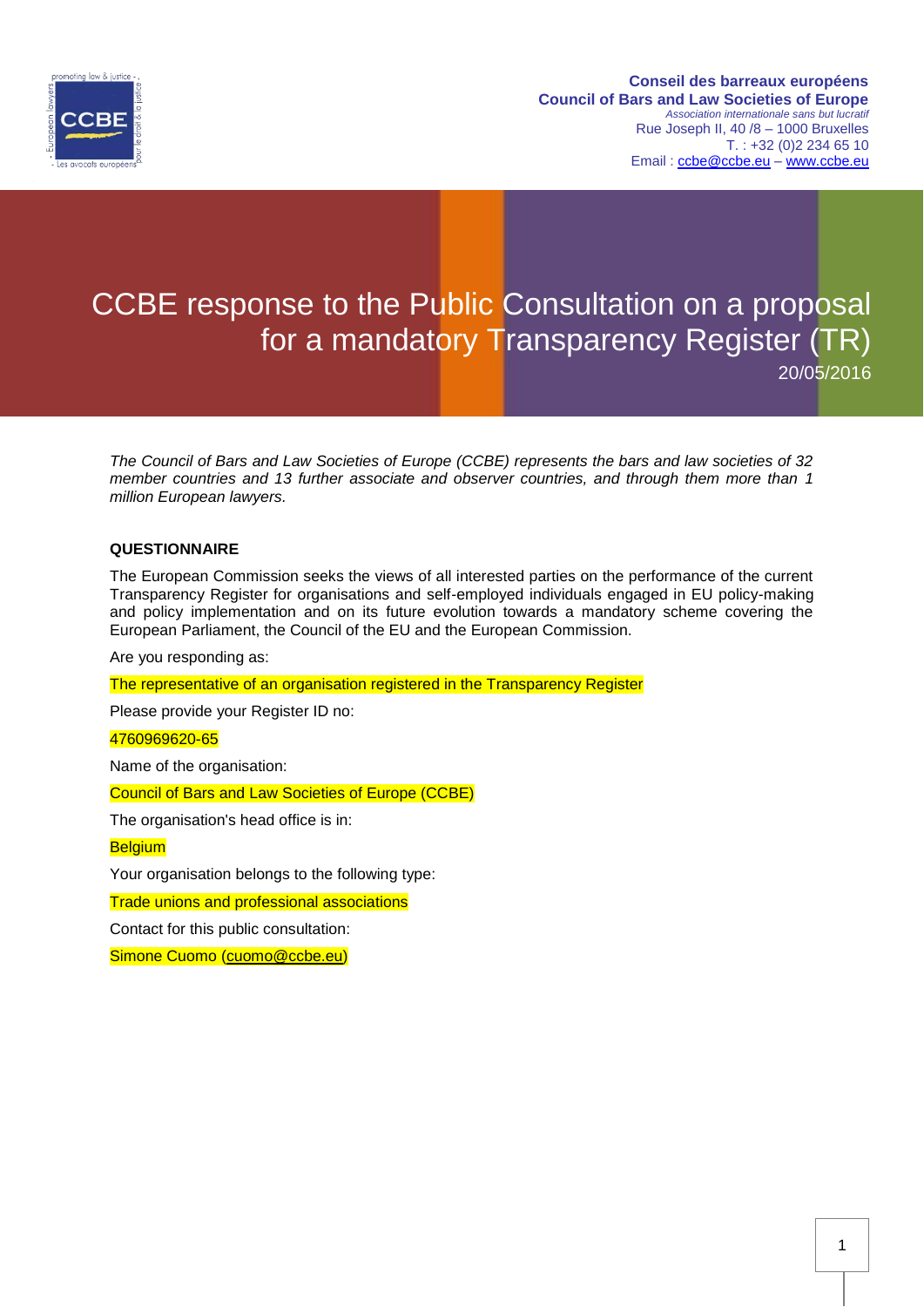**Conseil des barreaux européens**
**Council of Bars and Law Societies of Europe**
*Association internationale sans but lucratif*
Rue Joseph II, 40 /8 – 1000 Bruxelles
T. : +32 (0)2 234 65 10
Email : ccbe@ccbe.eu – www.ccbe.eu

# CCBE response to the Public Consultation on a proposal for a mandatory Transparency Register (TR)

20/05/2016

*The Council of Bars and Law Societies of Europe (CCBE) represents the bars and law societies of 32 member countries and 13 further associate and observer countries, and through them more than 1 million European lawyers.*

**QUESTIONNAIRE**

The European Commission seeks the views of all interested parties on the performance of the current Transparency Register for organisations and self-employed individuals engaged in EU policy-making and policy implementation and on its future evolution towards a mandatory scheme covering the European Parliament, the Council of the EU and the European Commission.

Are you responding as:

The representative of an organisation registered in the Transparency Register

Please provide your Register ID no:

4760969620-65

Name of the organisation:

Council of Bars and Law Societies of Europe (CCBE)

The organisation's head office is in:

Belgium

Your organisation belongs to the following type:

Trade unions and professional associations

Contact for this public consultation:

Simone Cuomo (cuomo@ccbe.eu)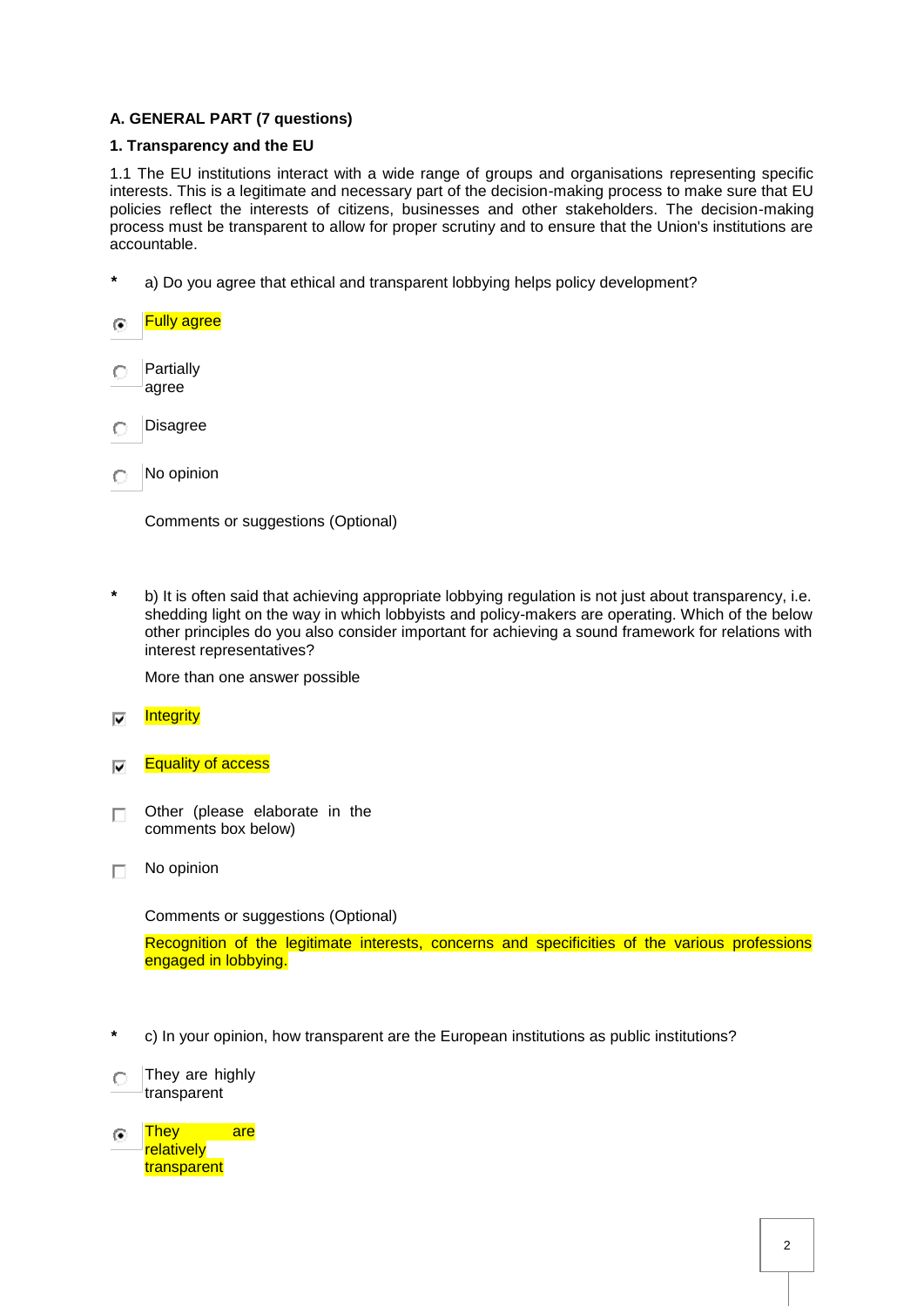**A. GENERAL PART (7 questions)**

**1. Transparency and the EU**

1.1 The EU institutions interact with a wide range of groups and organisations representing specific interests. This is a legitimate and necessary part of the decision-making process to make sure that EU policies reflect the interests of citizens, businesses and other stakeholders. The decision-making process must be transparent to allow for proper scrutiny and to ensure that the Union's institutions are accountable.

\* a) Do you agree that ethical and transparent lobbying helps policy development?

- (•) Fully agree
- ( ) Partially agree
- ( ) Disagree
- ( ) No opinion

Comments or suggestions (Optional)

\* b) It is often said that achieving appropriate lobbying regulation is not just about transparency, i.e. shedding light on the way in which lobbyists and policy-makers are operating. Which of the below other principles do you also consider important for achieving a sound framework for relations with interest representatives?

More than one answer possible

- [x] Integrity
- [x] Equality of access
- [ ] Other (please elaborate in the comments box below)
- [ ] No opinion

Comments or suggestions (Optional)

Recognition of the legitimate interests, concerns and specificities of the various professions engaged in lobbying.

\* c) In your opinion, how transparent are the European institutions as public institutions?

- ( ) They are highly transparent
- (•) They are relatively transparent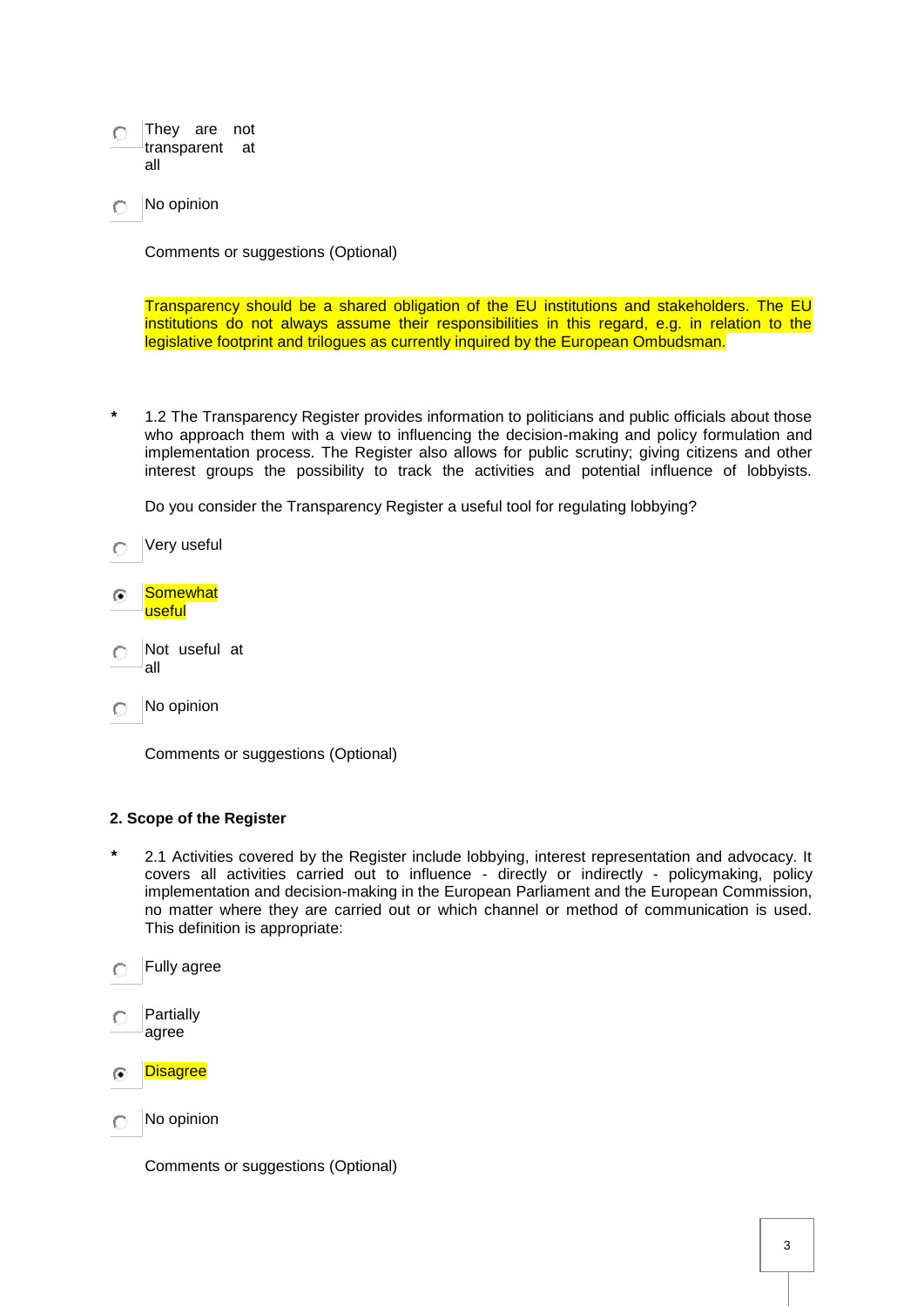- [ ] They are not transparent at all
- [ ] No opinion

Comments or suggestions (Optional)

Transparency should be a shared obligation of the EU institutions and stakeholders. The EU institutions do not always assume their responsibilities in this regard, e.g. in relation to the legislative footprint and trilogues as currently inquired by the European Ombudsman.

\* 1.2 The Transparency Register provides information to politicians and public officials about those who approach them with a view to influencing the decision-making and policy formulation and implementation process. The Register also allows for public scrutiny; giving citizens and other interest groups the possibility to track the activities and potential influence of lobbyists.

Do you consider the Transparency Register a useful tool for regulating lobbying?

- [ ] Very useful
- [x] Somewhat useful
- [ ] Not useful at all
- [ ] No opinion

Comments or suggestions (Optional)

**2. Scope of the Register**

\* 2.1 Activities covered by the Register include lobbying, interest representation and advocacy. It covers all activities carried out to influence - directly or indirectly - policymaking, policy implementation and decision-making in the European Parliament and the European Commission, no matter where they are carried out or which channel or method of communication is used. This definition is appropriate:

- [ ] Fully agree
- [ ] Partially agree
- [x] Disagree
- [ ] No opinion

Comments or suggestions (Optional)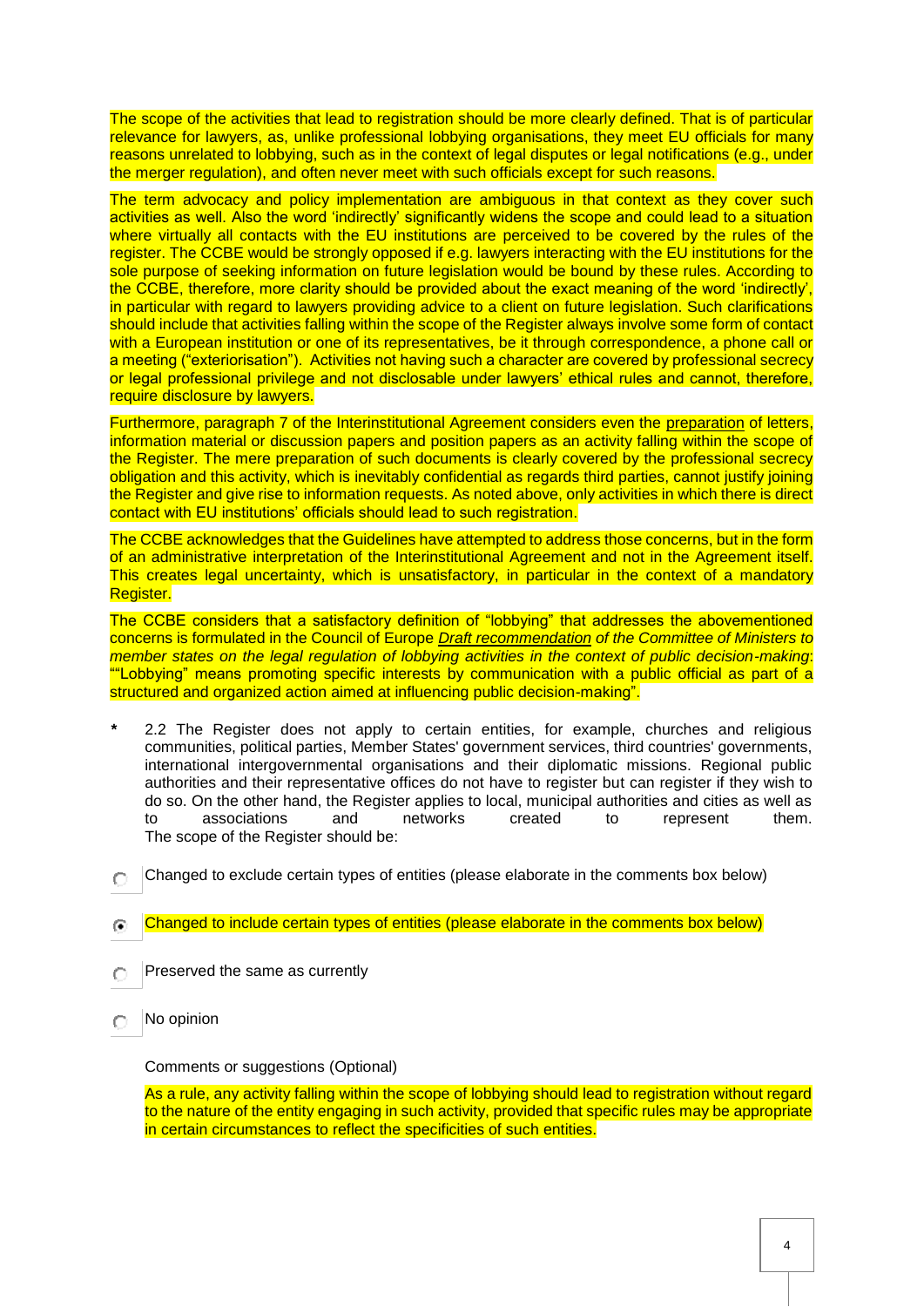The scope of the activities that lead to registration should be more clearly defined. That is of particular relevance for lawyers, as, unlike professional lobbying organisations, they meet EU officials for many reasons unrelated to lobbying, such as in the context of legal disputes or legal notifications (e.g., under the merger regulation), and often never meet with such officials except for such reasons.

The term advocacy and policy implementation are ambiguous in that context as they cover such activities as well. Also the word 'indirectly' significantly widens the scope and could lead to a situation where virtually all contacts with the EU institutions are perceived to be covered by the rules of the register. The CCBE would be strongly opposed if e.g. lawyers interacting with the EU institutions for the sole purpose of seeking information on future legislation would be bound by these rules. According to the CCBE, therefore, more clarity should be provided about the exact meaning of the word 'indirectly', in particular with regard to lawyers providing advice to a client on future legislation. Such clarifications should include that activities falling within the scope of the Register always involve some form of contact with a European institution or one of its representatives, be it through correspondence, a phone call or a meeting ("exteriorisation"). Activities not having such a character are covered by professional secrecy or legal professional privilege and not disclosable under lawyers' ethical rules and cannot, therefore, require disclosure by lawyers.

Furthermore, paragraph 7 of the Interinstitutional Agreement considers even the preparation of letters, information material or discussion papers and position papers as an activity falling within the scope of the Register. The mere preparation of such documents is clearly covered by the professional secrecy obligation and this activity, which is inevitably confidential as regards third parties, cannot justify joining the Register and give rise to information requests. As noted above, only activities in which there is direct contact with EU institutions' officials should lead to such registration.

The CCBE acknowledges that the Guidelines have attempted to address those concerns, but in the form of an administrative interpretation of the Interinstitutional Agreement and not in the Agreement itself. This creates legal uncertainty, which is unsatisfactory, in particular in the context of a mandatory Register.

The CCBE considers that a satisfactory definition of "lobbying" that addresses the abovementioned concerns is formulated in the Council of Europe *Draft recommendation of the Committee of Ministers to member states on the legal regulation of lobbying activities in the context of public decision-making*: ""Lobbying" means promoting specific interests by communication with a public official as part of a structured and organized action aimed at influencing public decision-making".

\* 2.2 The Register does not apply to certain entities, for example, churches and religious communities, political parties, Member States' government services, third countries' governments, international intergovernmental organisations and their diplomatic missions. Regional public authorities and their representative offices do not have to register but can register if they wish to do so. On the other hand, the Register applies to local, municipal authorities and cities as well as to associations and networks created to represent them. The scope of the Register should be:

- ○ Changed to exclude certain types of entities (please elaborate in the comments box below)
- ● Changed to include certain types of entities (please elaborate in the comments box below)
- ○ Preserved the same as currently
- ○ No opinion

Comments or suggestions (Optional)

As a rule, any activity falling within the scope of lobbying should lead to registration without regard to the nature of the entity engaging in such activity, provided that specific rules may be appropriate in certain circumstances to reflect the specificities of such entities.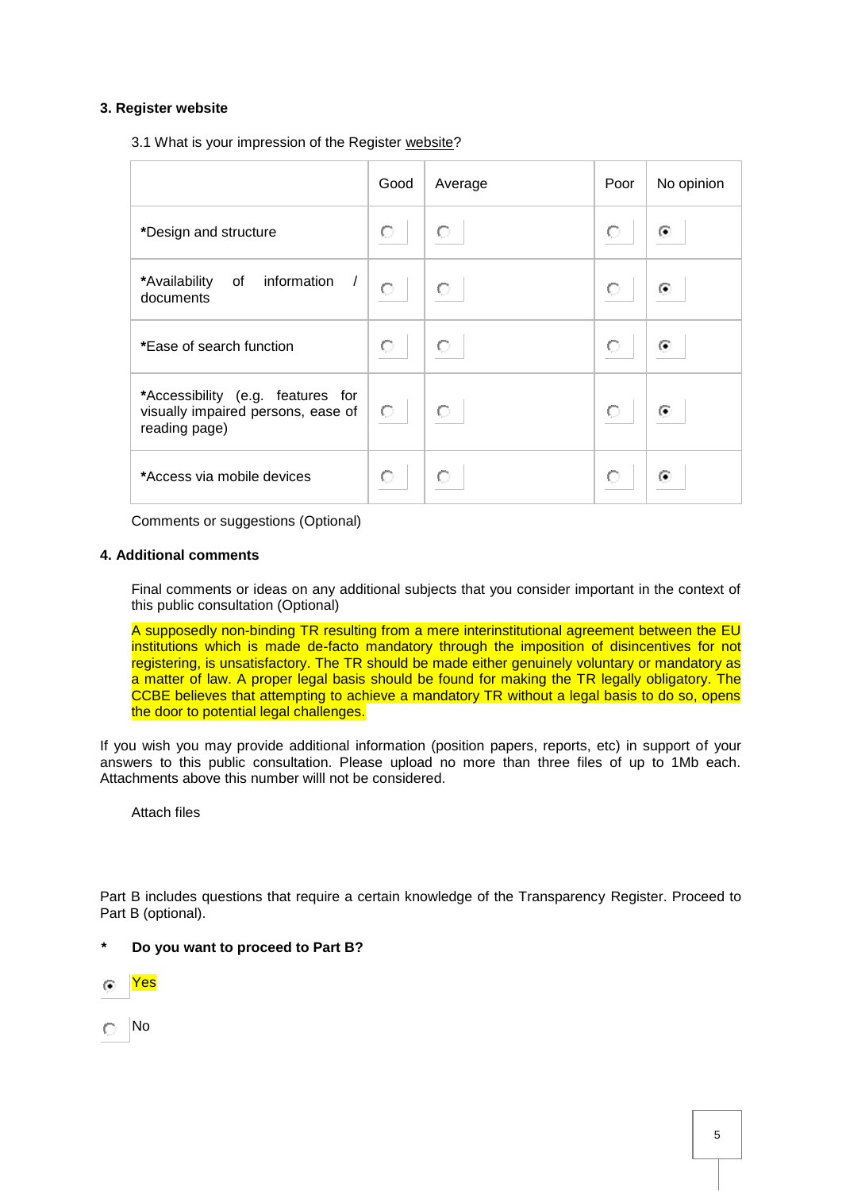### 3. Register website

3.1 What is your impression of the Register website?

| | Good | Average | Poor | No opinion |
|---|---|---|---|---|
| *Design and structure | ○ | ○ | ○ | ◉ |
| *Availability of information / documents | ○ | ○ | ○ | ◉ |
| *Ease of search function | ○ | ○ | ○ | ◉ |
| *Accessibility (e.g. features for visually impaired persons, ease of reading page) | ○ | ○ | ○ | ◉ |
| *Access via mobile devices | ○ | ○ | ○ | ◉ |

Comments or suggestions (Optional)

### 4. Additional comments

Final comments or ideas on any additional subjects that you consider important in the context of this public consultation (Optional)

A supposedly non-binding TR resulting from a mere interinstitutional agreement between the EU institutions which is made de-facto mandatory through the imposition of disincentives for not registering, is unsatisfactory. The TR should be made either genuinely voluntary or mandatory as a matter of law. A proper legal basis should be found for making the TR legally obligatory. The CCBE believes that attempting to achieve a mandatory TR without a legal basis to do so, opens the door to potential legal challenges.

If you wish you may provide additional information (position papers, reports, etc) in support of your answers to this public consultation. Please upload no more than three files of up to 1Mb each. Attachments above this number willl not be considered.

Attach files

Part B includes questions that require a certain knowledge of the Transparency Register. Proceed to Part B (optional).

**\* Do you want to proceed to Part B?**

◉ Yes

○ No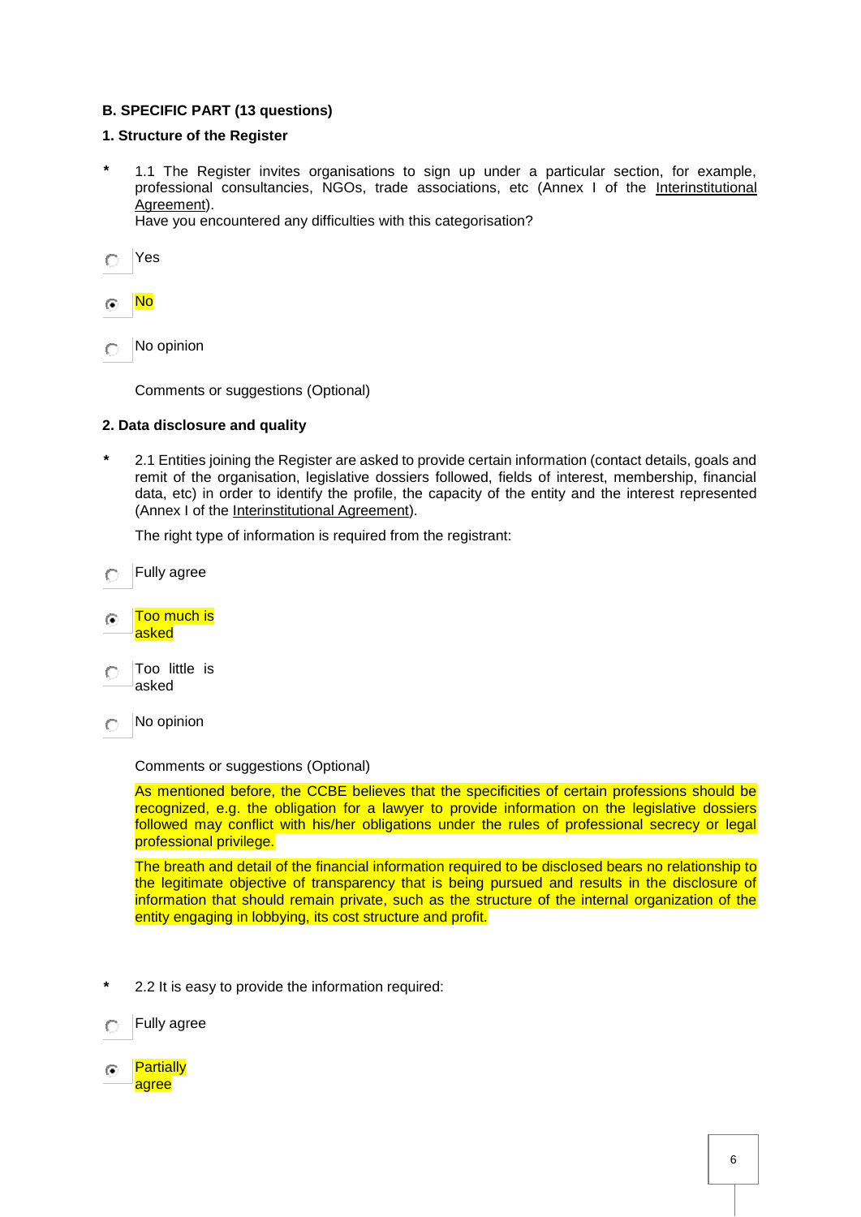**B. SPECIFIC PART (13 questions)**

**1. Structure of the Register**

\* 1.1 The Register invites organisations to sign up under a particular section, for example, professional consultancies, NGOs, trade associations, etc (Annex I of the Interinstitutional Agreement).
Have you encountered any difficulties with this categorisation?

- ○ Yes
- ◉ No
- ○ No opinion

Comments or suggestions (Optional)

**2. Data disclosure and quality**

\* 2.1 Entities joining the Register are asked to provide certain information (contact details, goals and remit of the organisation, legislative dossiers followed, fields of interest, membership, financial data, etc) in order to identify the profile, the capacity of the entity and the interest represented (Annex I of the Interinstitutional Agreement).

The right type of information is required from the registrant:

- ○ Fully agree
- ◉ Too much is asked
- ○ Too little is asked
- ○ No opinion

Comments or suggestions (Optional)

As mentioned before, the CCBE believes that the specificities of certain professions should be recognized, e.g. the obligation for a lawyer to provide information on the legislative dossiers followed may conflict with his/her obligations under the rules of professional secrecy or legal professional privilege.

The breath and detail of the financial information required to be disclosed bears no relationship to the legitimate objective of transparency that is being pursued and results in the disclosure of information that should remain private, such as the structure of the internal organization of the entity engaging in lobbying, its cost structure and profit.

\* 2.2 It is easy to provide the information required:

- ○ Fully agree
- ◉ Partially agree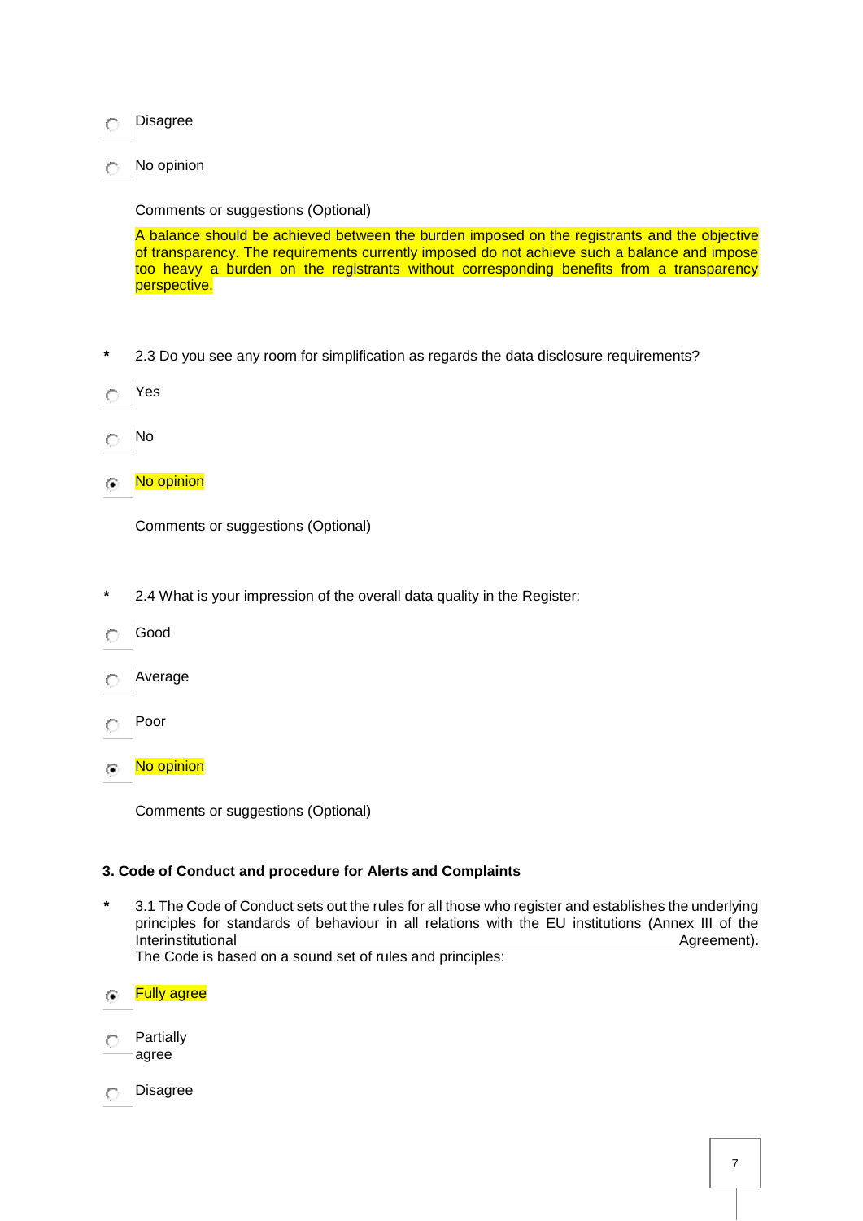- ( ) Disagree
- ( ) No opinion

Comments or suggestions (Optional)

A balance should be achieved between the burden imposed on the registrants and the objective of transparency. The requirements currently imposed do not achieve such a balance and impose too heavy a burden on the registrants without corresponding benefits from a transparency perspective.

\* 2.3 Do you see any room for simplification as regards the data disclosure requirements?

- ( ) Yes
- ( ) No
- (•) No opinion

Comments or suggestions (Optional)

\* 2.4 What is your impression of the overall data quality in the Register:

- ( ) Good
- ( ) Average
- ( ) Poor
- (•) No opinion

Comments or suggestions (Optional)

### 3. Code of Conduct and procedure for Alerts and Complaints

\* 3.1 The Code of Conduct sets out the rules for all those who register and establishes the underlying principles for standards of behaviour in all relations with the EU institutions (Annex III of the Interinstitutional Agreement).
The Code is based on a sound set of rules and principles:

- (•) Fully agree
- ( ) Partially agree
- ( ) Disagree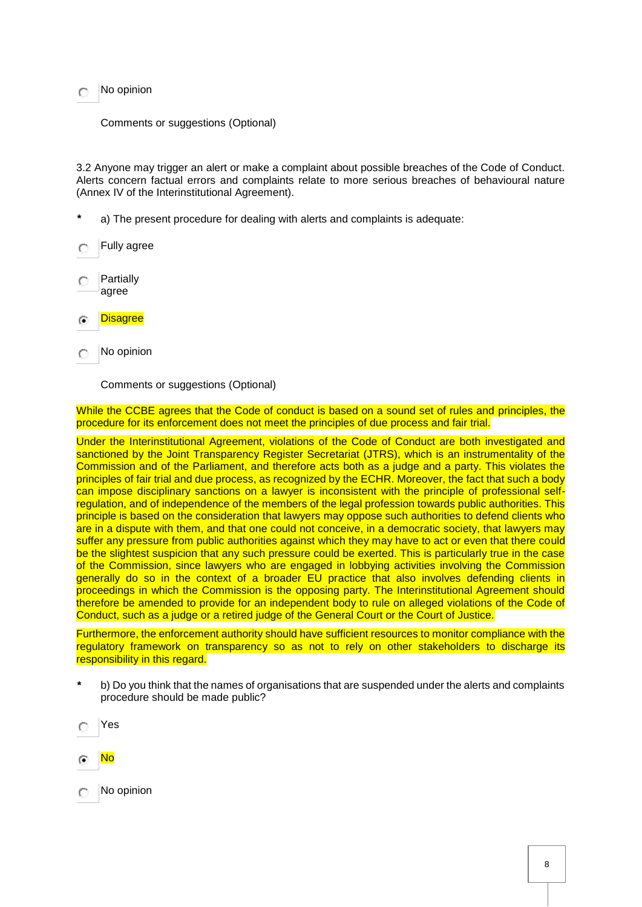- ○ No opinion

Comments or suggestions (Optional)

3.2 Anyone may trigger an alert or make a complaint about possible breaches of the Code of Conduct. Alerts concern factual errors and complaints relate to more serious breaches of behavioural nature (Annex IV of the Interinstitutional Agreement).

\* a) The present procedure for dealing with alerts and complaints is adequate:

- ○ Fully agree
- ○ Partially agree
- ◉ Disagree
- ○ No opinion

Comments or suggestions (Optional)

While the CCBE agrees that the Code of conduct is based on a sound set of rules and principles, the procedure for its enforcement does not meet the principles of due process and fair trial.

Under the Interinstitutional Agreement, violations of the Code of Conduct are both investigated and sanctioned by the Joint Transparency Register Secretariat (JTRS), which is an instrumentality of the Commission and of the Parliament, and therefore acts both as a judge and a party. This violates the principles of fair trial and due process, as recognized by the ECHR. Moreover, the fact that such a body can impose disciplinary sanctions on a lawyer is inconsistent with the principle of professional self-regulation, and of independence of the members of the legal profession towards public authorities. This principle is based on the consideration that lawyers may oppose such authorities to defend clients who are in a dispute with them, and that one could not conceive, in a democratic society, that lawyers may suffer any pressure from public authorities against which they may have to act or even that there could be the slightest suspicion that any such pressure could be exerted. This is particularly true in the case of the Commission, since lawyers who are engaged in lobbying activities involving the Commission generally do so in the context of a broader EU practice that also involves defending clients in proceedings in which the Commission is the opposing party. The Interinstitutional Agreement should therefore be amended to provide for an independent body to rule on alleged violations of the Code of Conduct, such as a judge or a retired judge of the General Court or the Court of Justice.

Furthermore, the enforcement authority should have sufficient resources to monitor compliance with the regulatory framework on transparency so as not to rely on other stakeholders to discharge its responsibility in this regard.

\* b) Do you think that the names of organisations that are suspended under the alerts and complaints procedure should be made public?

- ○ Yes
- ◉ No
- ○ No opinion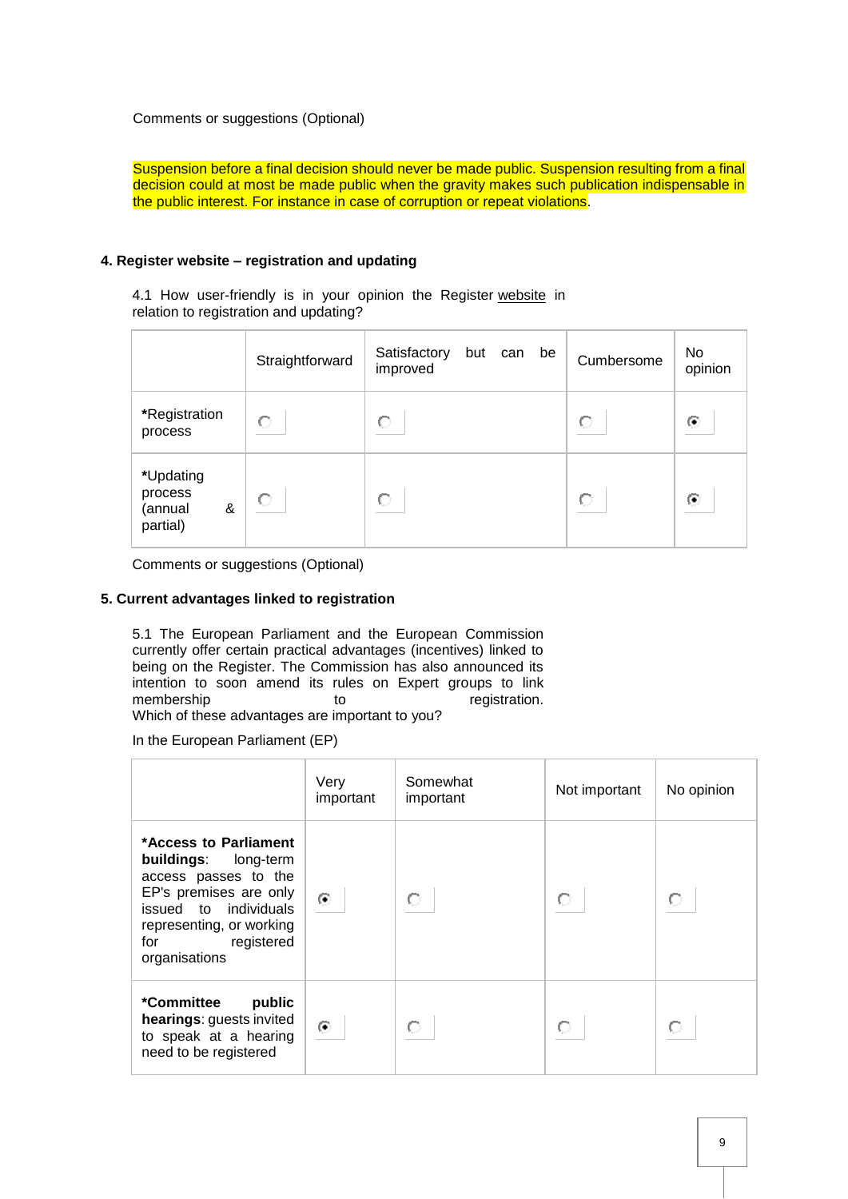Comments or suggestions (Optional)

Suspension before a final decision should never be made public. Suspension resulting from a final decision could at most be made public when the gravity makes such publication indispensable in the public interest. For instance in case of corruption or repeat violations.

**4. Register website – registration and updating**

4.1 How user-friendly is in your opinion the Register website in relation to registration and updating?

| | Straightforward | Satisfactory but can be improved | Cumbersome | No opinion |
|---|---|---|---|---|
| *Registration process | ○ | ○ | ○ | ◉ |
| *Updating process (annual & partial) | ○ | ○ | ○ | ◉ |

Comments or suggestions (Optional)

**5. Current advantages linked to registration**

5.1 The European Parliament and the European Commission currently offer certain practical advantages (incentives) linked to being on the Register. The Commission has also announced its intention to soon amend its rules on Expert groups to link membership to registration. Which of these advantages are important to you?

In the European Parliament (EP)

| | Very important | Somewhat important | Not important | No opinion |
|---|---|---|---|---|
| ***Access to Parliament buildings**: long-term access passes to the EP's premises are only issued to individuals representing, or working for registered organisations | ◉ | ○ | ○ | ○ |
| ***Committee public hearings**: guests invited to speak at a hearing need to be registered | ◉ | ○ | ○ | ○ |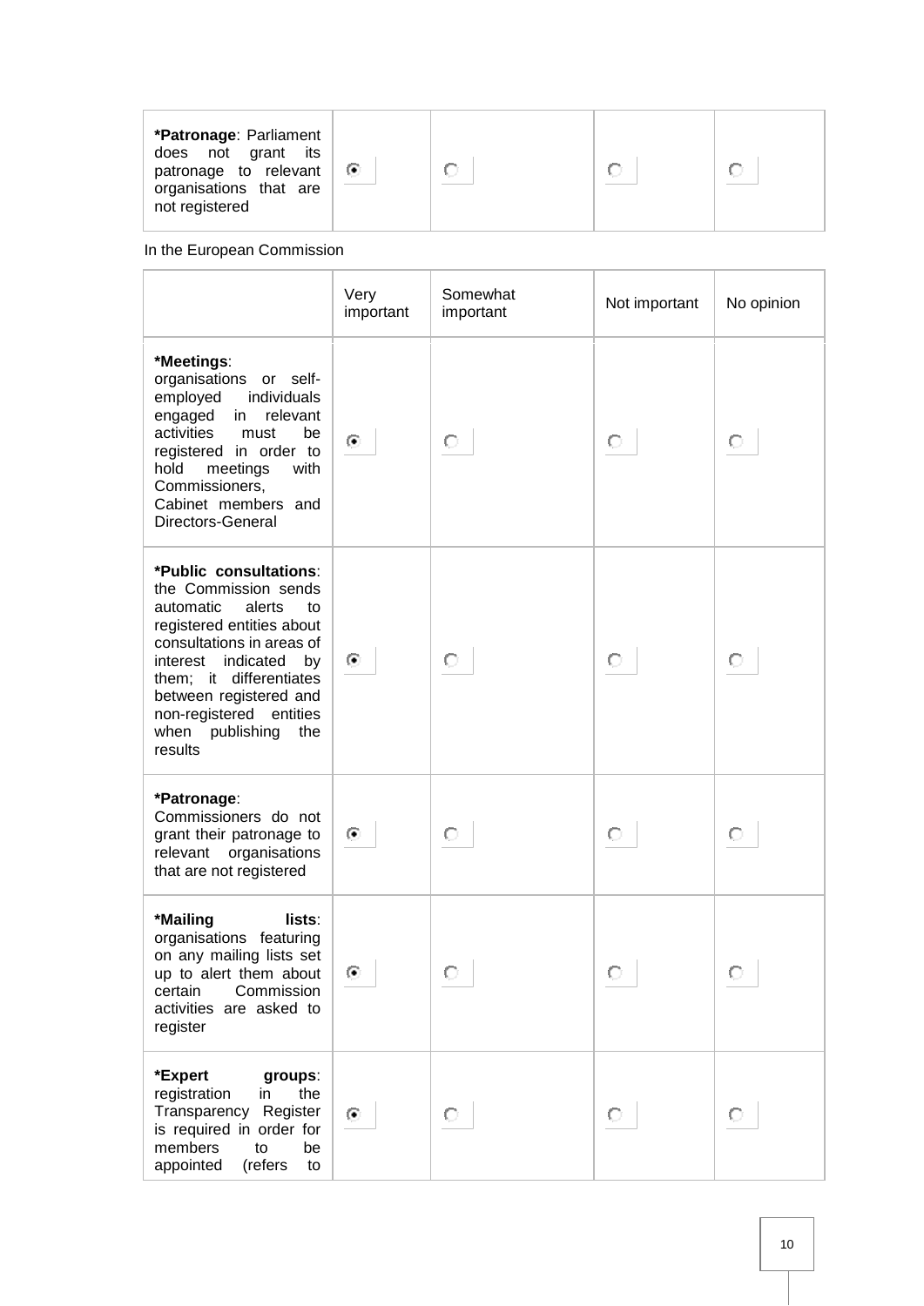| | | | | |
|---|---|---|---|---|
| **\*Patronage**: Parliament does not grant its patronage to relevant organisations that are not registered | ◉ | ○ | ○ | ○ |

In the European Commission

| | Very important | Somewhat important | Not important | No opinion |
|---|---|---|---|---|
| **\*Meetings**: organisations or self-employed individuals engaged in relevant activities must be registered in order to hold meetings with Commissioners, Cabinet members and Directors-General | ◉ | ○ | ○ | ○ |
| **\*Public consultations**: the Commission sends automatic alerts to registered entities about consultations in areas of interest indicated by them; it differentiates between registered and non-registered entities when publishing the results | ◉ | ○ | ○ | ○ |
| **\*Patronage**: Commissioners do not grant their patronage to relevant organisations that are not registered | ◉ | ○ | ○ | ○ |
| **\*Mailing lists**: organisations featuring on any mailing lists set up to alert them about certain Commission activities are asked to register | ◉ | ○ | ○ | ○ |
| **\*Expert groups**: registration in the Transparency Register is required in order for members to be appointed (refers to | ◉ | ○ | ○ | ○ |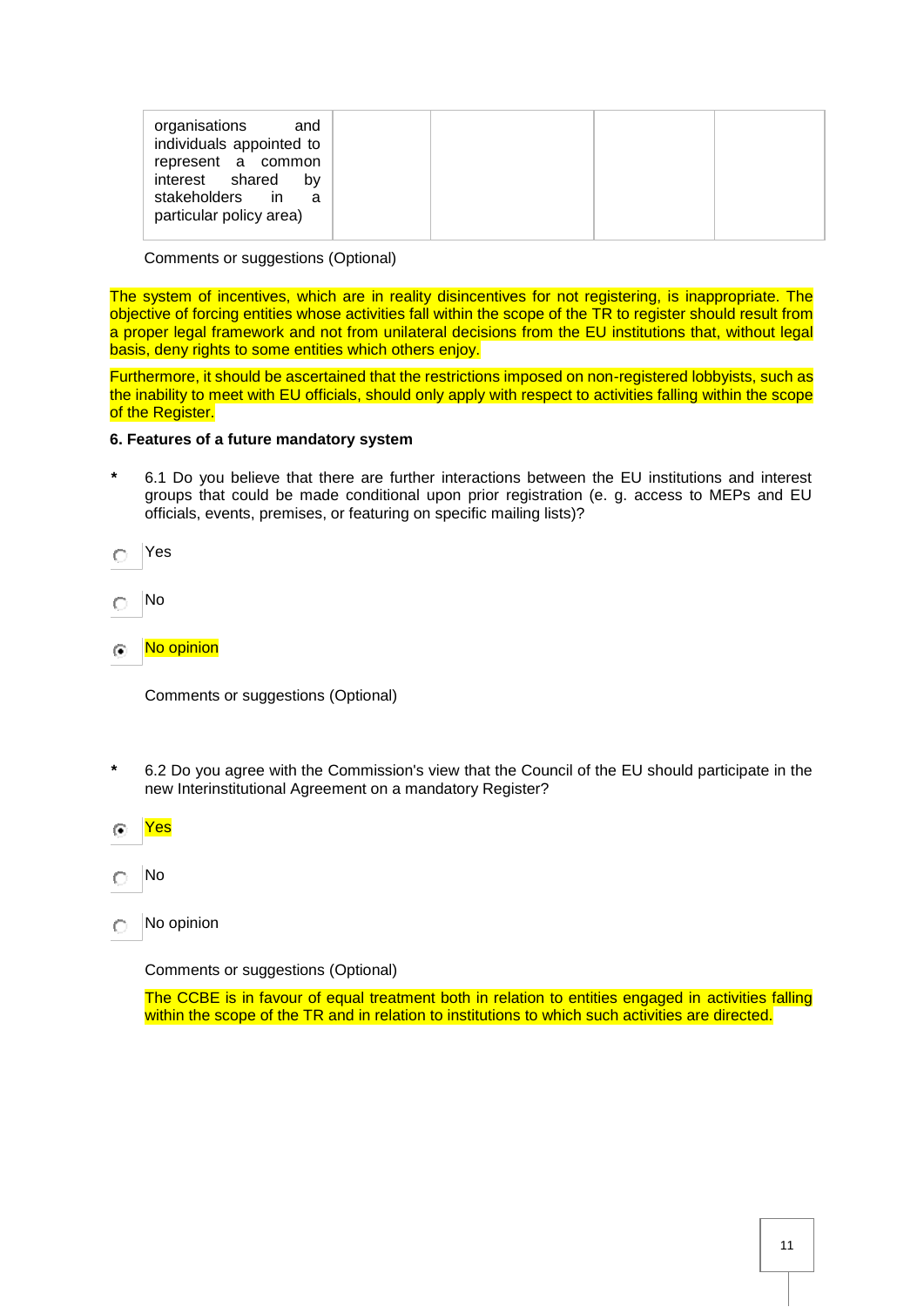| organisations and individuals appointed to represent a common interest shared by stakeholders in a particular policy area) | | | | |
|---|---|---|---|---|

Comments or suggestions (Optional)

The system of incentives, which are in reality disincentives for not registering, is inappropriate. The objective of forcing entities whose activities fall within the scope of the TR to register should result from a proper legal framework and not from unilateral decisions from the EU institutions that, without legal basis, deny rights to some entities which others enjoy.

Furthermore, it should be ascertained that the restrictions imposed on non-registered lobbyists, such as the inability to meet with EU officials, should only apply with respect to activities falling within the scope of the Register.

**6. Features of a future mandatory system**

\* 6.1 Do you believe that there are further interactions between the EU institutions and interest groups that could be made conditional upon prior registration (e. g. access to MEPs and EU officials, events, premises, or featuring on specific mailing lists)?

- ○ Yes
- ○ No
- ● No opinion

Comments or suggestions (Optional)

\* 6.2 Do you agree with the Commission's view that the Council of the EU should participate in the new Interinstitutional Agreement on a mandatory Register?

- ● Yes
- ○ No
- ○ No opinion

Comments or suggestions (Optional)

The CCBE is in favour of equal treatment both in relation to entities engaged in activities falling within the scope of the TR and in relation to institutions to which such activities are directed.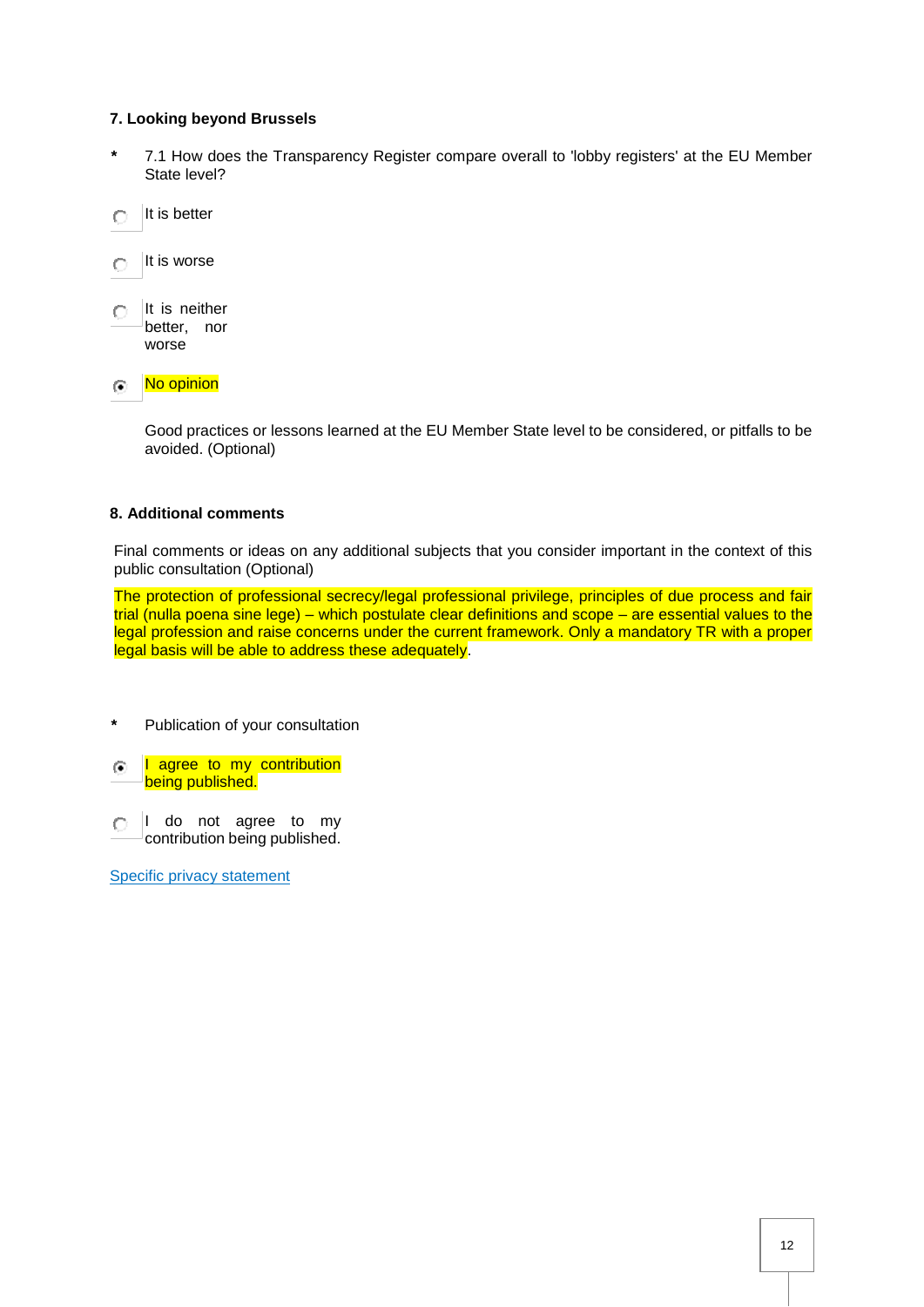### 7. Looking beyond Brussels

\* 7.1 How does the Transparency Register compare overall to 'lobby registers' at the EU Member State level?

- ○ It is better
- ○ It is worse
- ○ It is neither better, nor worse
- ◉ No opinion

Good practices or lessons learned at the EU Member State level to be considered, or pitfalls to be avoided. (Optional)

### 8. Additional comments

Final comments or ideas on any additional subjects that you consider important in the context of this public consultation (Optional)

The protection of professional secrecy/legal professional privilege, principles of due process and fair trial (nulla poena sine lege) – which postulate clear definitions and scope – are essential values to the legal profession and raise concerns under the current framework. Only a mandatory TR with a proper legal basis will be able to address these adequately.

\* Publication of your consultation

- ◉ I agree to my contribution being published.
- ○ I do not agree to my contribution being published.

Specific privacy statement